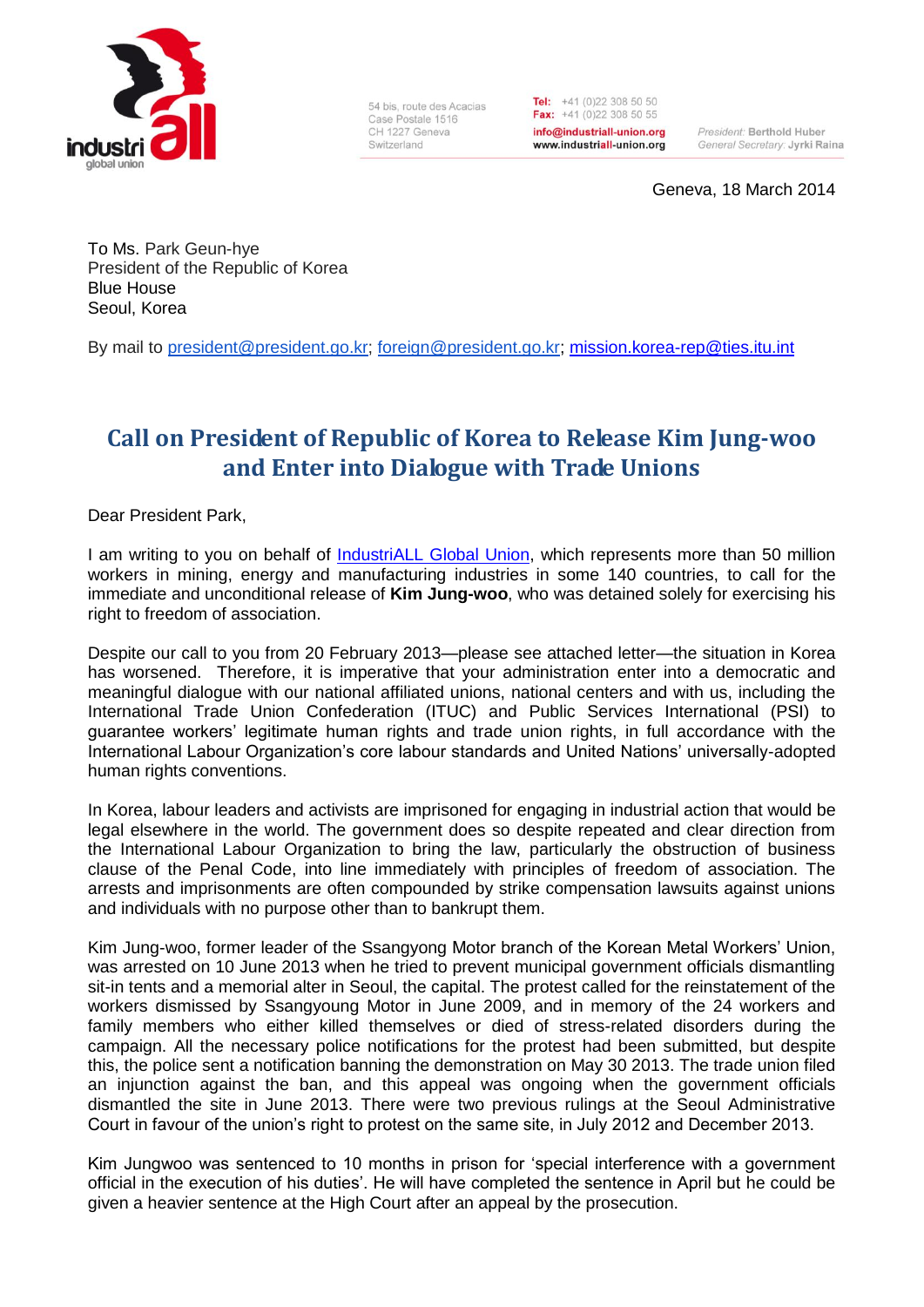54 bis, route des Acacias
Case Postale 1516
CH 1227 Geneva
Switzerland

**Tel:** +41 (0)22 308 50 50
**Fax:** +41 (0)22 308 50 55
**info@industriall-union.org**
**www.industriall-union.org**

*President:* Berthold Huber
*General Secretary:* Jyrki Raina

Geneva, 18 March 2014

To Ms. Park Geun-hye
President of the Republic of Korea
Blue House
Seoul, Korea

By mail to president@president.go.kr; foreign@president.go.kr; mission.korea-rep@ties.itu.int

# Call on President of Republic of Korea to Release Kim Jung-woo and Enter into Dialogue with Trade Unions

Dear President Park,

I am writing to you on behalf of IndustriALL Global Union, which represents more than 50 million workers in mining, energy and manufacturing industries in some 140 countries, to call for the immediate and unconditional release of **Kim Jung-woo**, who was detained solely for exercising his right to freedom of association.

Despite our call to you from 20 February 2013—please see attached letter—the situation in Korea has worsened. Therefore, it is imperative that your administration enter into a democratic and meaningful dialogue with our national affiliated unions, national centers and with us, including the International Trade Union Confederation (ITUC) and Public Services International (PSI) to guarantee workers' legitimate human rights and trade union rights, in full accordance with the International Labour Organization's core labour standards and United Nations' universally-adopted human rights conventions.

In Korea, labour leaders and activists are imprisoned for engaging in industrial action that would be legal elsewhere in the world. The government does so despite repeated and clear direction from the International Labour Organization to bring the law, particularly the obstruction of business clause of the Penal Code, into line immediately with principles of freedom of association. The arrests and imprisonments are often compounded by strike compensation lawsuits against unions and individuals with no purpose other than to bankrupt them.

Kim Jung-woo, former leader of the Ssangyong Motor branch of the Korean Metal Workers' Union, was arrested on 10 June 2013 when he tried to prevent municipal government officials dismantling sit-in tents and a memorial alter in Seoul, the capital. The protest called for the reinstatement of the workers dismissed by Ssangyoung Motor in June 2009, and in memory of the 24 workers and family members who either killed themselves or died of stress-related disorders during the campaign. All the necessary police notifications for the protest had been submitted, but despite this, the police sent a notification banning the demonstration on May 30 2013. The trade union filed an injunction against the ban, and this appeal was ongoing when the government officials dismantled the site in June 2013. There were two previous rulings at the Seoul Administrative Court in favour of the union's right to protest on the same site, in July 2012 and December 2013.

Kim Jungwoo was sentenced to 10 months in prison for 'special interference with a government official in the execution of his duties'. He will have completed the sentence in April but he could be given a heavier sentence at the High Court after an appeal by the prosecution.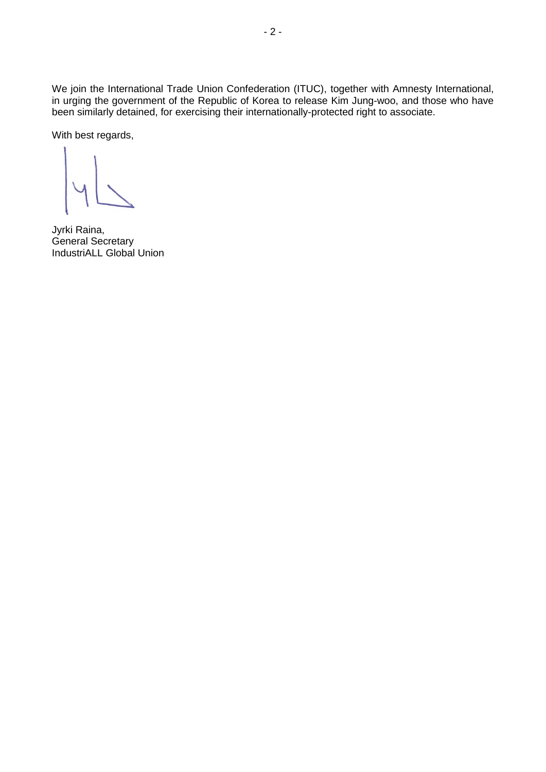We join the International Trade Union Confederation (ITUC), together with Amnesty International, in urging the government of the Republic of Korea to release Kim Jung-woo, and those who have been similarly detained, for exercising their internationally-protected right to associate.

With best regards,

Jyrki Raina,
General Secretary
IndustriALL Global Union